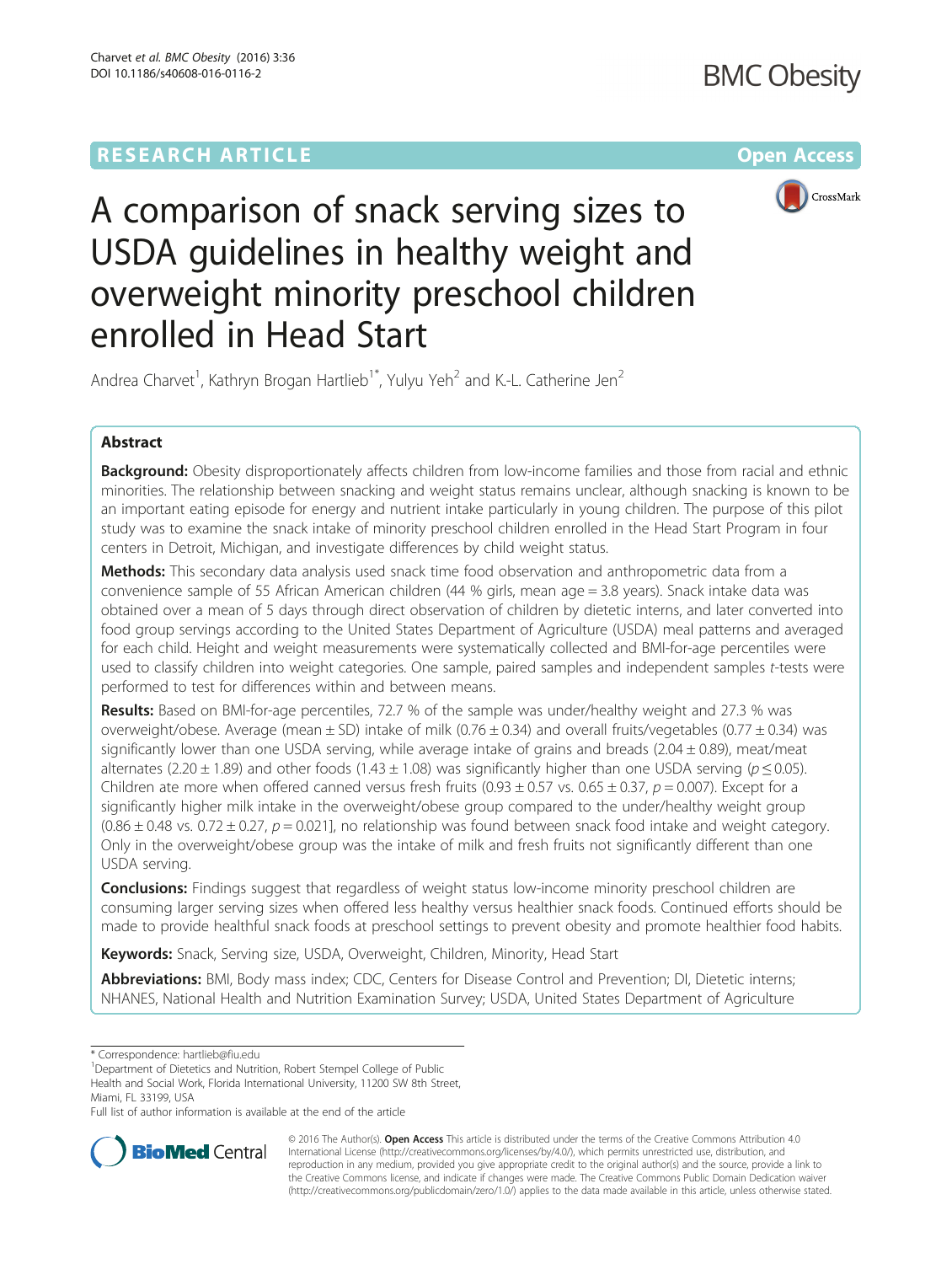RESEARCH ARTICLE Open Access

# A comparison of snack serving sizes to USDA guidelines in healthy weight and overweight minority preschool children enrolled in Head Start

Andrea Charvet[1], Kathryn Brogan Hartlieb[1*], Yulyu Yeh[2] and K.-L. Catherine Jen[2]

## Abstract

**Background:** Obesity disproportionately affects children from low-income families and those from racial and ethnic minorities. The relationship between snacking and weight status remains unclear, although snacking is known to be an important eating episode for energy and nutrient intake particularly in young children. The purpose of this pilot study was to examine the snack intake of minority preschool children enrolled in the Head Start Program in four centers in Detroit, Michigan, and investigate differences by child weight status.

**Methods:** This secondary data analysis used snack time food observation and anthropometric data from a convenience sample of 55 African American children (44 % girls, mean age = 3.8 years). Snack intake data was obtained over a mean of 5 days through direct observation of children by dietetic interns, and later converted into food group servings according to the United States Department of Agriculture (USDA) meal patterns and averaged for each child. Height and weight measurements were systematically collected and BMI-for-age percentiles were used to classify children into weight categories. One sample, paired samples and independent samples *t*-tests were performed to test for differences within and between means.

**Results:** Based on BMI-for-age percentiles, 72.7 % of the sample was under/healthy weight and 27.3 % was overweight/obese. Average (mean ± SD) intake of milk (0.76 ± 0.34) and overall fruits/vegetables (0.77 ± 0.34) was significantly lower than one USDA serving, while average intake of grains and breads (2.04 ± 0.89), meat/meat alternates (2.20 ± 1.89) and other foods (1.43 ± 1.08) was significantly higher than one USDA serving ($p \leq 0.05$). Children ate more when offered canned versus fresh fruits (0.93 ± 0.57 vs. 0.65 ± 0.37, $p = 0.007$). Except for a significantly higher milk intake in the overweight/obese group compared to the under/healthy weight group (0.86 ± 0.48 vs. 0.72 ± 0.27, $p = 0.021$], no relationship was found between snack food intake and weight category. Only in the overweight/obese group was the intake of milk and fresh fruits not significantly different than one USDA serving.

**Conclusions:** Findings suggest that regardless of weight status low-income minority preschool children are consuming larger serving sizes when offered less healthy versus healthier snack foods. Continued efforts should be made to provide healthful snack foods at preschool settings to prevent obesity and promote healthier food habits.

**Keywords:** Snack, Serving size, USDA, Overweight, Children, Minority, Head Start

**Abbreviations:** BMI, Body mass index; CDC, Centers for Disease Control and Prevention; DI, Dietetic interns; NHANES, National Health and Nutrition Examination Survey; USDA, United States Department of Agriculture

\* Correspondence: hartlieb@fiu.edu
[1]Department of Dietetics and Nutrition, Robert Stempel College of Public Health and Social Work, Florida International University, 11200 SW 8th Street, Miami, FL 33199, USA
Full list of author information is available at the end of the article

© 2016 The Author(s). **Open Access** This article is distributed under the terms of the Creative Commons Attribution 4.0 International License (http://creativecommons.org/licenses/by/4.0/), which permits unrestricted use, distribution, and reproduction in any medium, provided you give appropriate credit to the original author(s) and the source, provide a link to the Creative Commons license, and indicate if changes were made. The Creative Commons Public Domain Dedication waiver (http://creativecommons.org/publicdomain/zero/1.0/) applies to the data made available in this article, unless otherwise stated.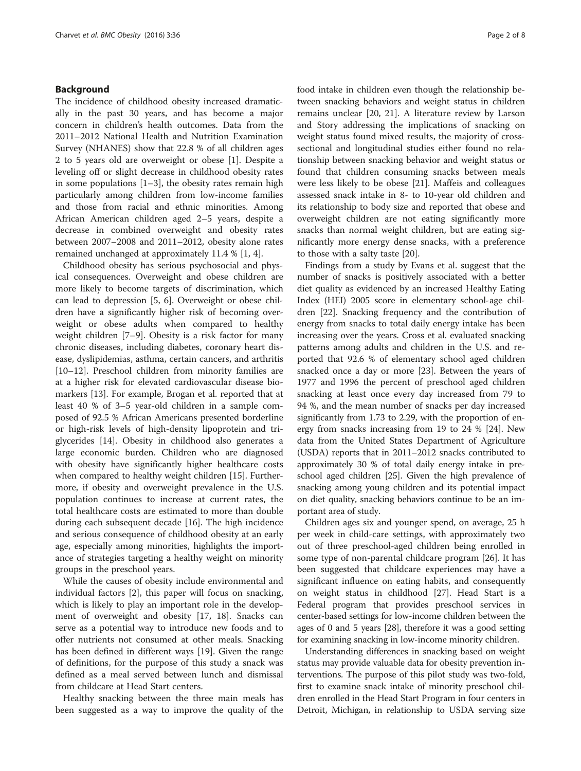## Background

The incidence of childhood obesity increased dramatically in the past 30 years, and has become a major concern in children's health outcomes. Data from the 2011–2012 National Health and Nutrition Examination Survey (NHANES) show that 22.8 % of all children ages 2 to 5 years old are overweight or obese [1]. Despite a leveling off or slight decrease in childhood obesity rates in some populations [1–3], the obesity rates remain high particularly among children from low-income families and those from racial and ethnic minorities. Among African American children aged 2–5 years, despite a decrease in combined overweight and obesity rates between 2007–2008 and 2011–2012, obesity alone rates remained unchanged at approximately 11.4 % [1, 4].

Childhood obesity has serious psychosocial and physical consequences. Overweight and obese children are more likely to become targets of discrimination, which can lead to depression [5, 6]. Overweight or obese children have a significantly higher risk of becoming overweight or obese adults when compared to healthy weight children [7–9]. Obesity is a risk factor for many chronic diseases, including diabetes, coronary heart disease, dyslipidemias, asthma, certain cancers, and arthritis [10–12]. Preschool children from minority families are at a higher risk for elevated cardiovascular disease biomarkers [13]. For example, Brogan et al. reported that at least 40 % of 3–5 year-old children in a sample composed of 92.5 % African Americans presented borderline or high-risk levels of high-density lipoprotein and triglycerides [14]. Obesity in childhood also generates a large economic burden. Children who are diagnosed with obesity have significantly higher healthcare costs when compared to healthy weight children [15]. Furthermore, if obesity and overweight prevalence in the U.S. population continues to increase at current rates, the total healthcare costs are estimated to more than double during each subsequent decade [16]. The high incidence and serious consequence of childhood obesity at an early age, especially among minorities, highlights the importance of strategies targeting a healthy weight on minority groups in the preschool years.

While the causes of obesity include environmental and individual factors [2], this paper will focus on snacking, which is likely to play an important role in the development of overweight and obesity [17, 18]. Snacks can serve as a potential way to introduce new foods and to offer nutrients not consumed at other meals. Snacking has been defined in different ways [19]. Given the range of definitions, for the purpose of this study a snack was defined as a meal served between lunch and dismissal from childcare at Head Start centers.

Healthy snacking between the three main meals has been suggested as a way to improve the quality of the food intake in children even though the relationship between snacking behaviors and weight status in children remains unclear [20, 21]. A literature review by Larson and Story addressing the implications of snacking on weight status found mixed results, the majority of cross-sectional and longitudinal studies either found no relationship between snacking behavior and weight status or found that children consuming snacks between meals were less likely to be obese [21]. Maffeis and colleagues assessed snack intake in 8- to 10-year old children and its relationship to body size and reported that obese and overweight children are not eating significantly more snacks than normal weight children, but are eating significantly more energy dense snacks, with a preference to those with a salty taste [20].

Findings from a study by Evans et al. suggest that the number of snacks is positively associated with a better diet quality as evidenced by an increased Healthy Eating Index (HEI) 2005 score in elementary school-age children [22]. Snacking frequency and the contribution of energy from snacks to total daily energy intake has been increasing over the years. Cross et al. evaluated snacking patterns among adults and children in the U.S. and reported that 92.6 % of elementary school aged children snacked once a day or more [23]. Between the years of 1977 and 1996 the percent of preschool aged children snacking at least once every day increased from 79 to 94 %, and the mean number of snacks per day increased significantly from 1.73 to 2.29, with the proportion of energy from snacks increasing from 19 to 24 % [24]. New data from the United States Department of Agriculture (USDA) reports that in 2011–2012 snacks contributed to approximately 30 % of total daily energy intake in preschool aged children [25]. Given the high prevalence of snacking among young children and its potential impact on diet quality, snacking behaviors continue to be an important area of study.

Children ages six and younger spend, on average, 25 h per week in child-care settings, with approximately two out of three preschool-aged children being enrolled in some type of non-parental childcare program [26]. It has been suggested that childcare experiences may have a significant influence on eating habits, and consequently on weight status in childhood [27]. Head Start is a Federal program that provides preschool services in center-based settings for low-income children between the ages of 0 and 5 years [28], therefore it was a good setting for examining snacking in low-income minority children.

Understanding differences in snacking based on weight status may provide valuable data for obesity prevention interventions. The purpose of this pilot study was two-fold, first to examine snack intake of minority preschool children enrolled in the Head Start Program in four centers in Detroit, Michigan, in relationship to USDA serving size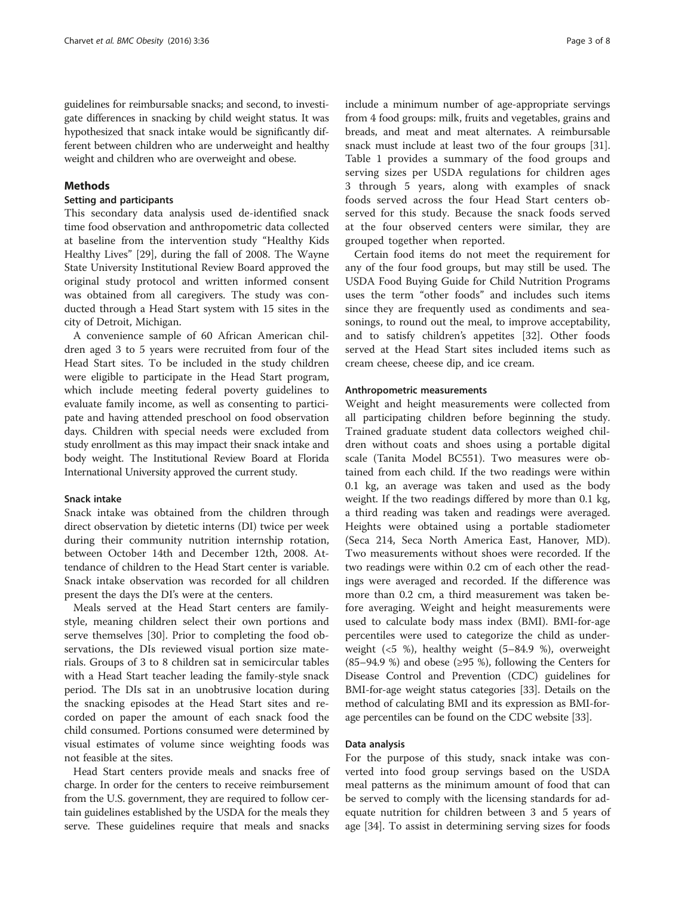guidelines for reimbursable snacks; and second, to investigate differences in snacking by child weight status. It was hypothesized that snack intake would be significantly different between children who are underweight and healthy weight and children who are overweight and obese.

## Methods

### Setting and participants

This secondary data analysis used de-identified snack time food observation and anthropometric data collected at baseline from the intervention study "Healthy Kids Healthy Lives" [29], during the fall of 2008. The Wayne State University Institutional Review Board approved the original study protocol and written informed consent was obtained from all caregivers. The study was conducted through a Head Start system with 15 sites in the city of Detroit, Michigan.

A convenience sample of 60 African American children aged 3 to 5 years were recruited from four of the Head Start sites. To be included in the study children were eligible to participate in the Head Start program, which include meeting federal poverty guidelines to evaluate family income, as well as consenting to participate and having attended preschool on food observation days. Children with special needs were excluded from study enrollment as this may impact their snack intake and body weight. The Institutional Review Board at Florida International University approved the current study.

#### Snack intake

Snack intake was obtained from the children through direct observation by dietetic interns (DI) twice per week during their community nutrition internship rotation, between October 14th and December 12th, 2008. Attendance of children to the Head Start center is variable. Snack intake observation was recorded for all children present the days the DI's were at the centers.

Meals served at the Head Start centers are family-style, meaning children select their own portions and serve themselves [30]. Prior to completing the food observations, the DIs reviewed visual portion size materials. Groups of 3 to 8 children sat in semicircular tables with a Head Start teacher leading the family-style snack period. The DIs sat in an unobtrusive location during the snacking episodes at the Head Start sites and recorded on paper the amount of each snack food the child consumed. Portions consumed were determined by visual estimates of volume since weighting foods was not feasible at the sites.

Head Start centers provide meals and snacks free of charge. In order for the centers to receive reimbursement from the U.S. government, they are required to follow certain guidelines established by the USDA for the meals they serve. These guidelines require that meals and snacks include a minimum number of age-appropriate servings from 4 food groups: milk, fruits and vegetables, grains and breads, and meat and meat alternates. A reimbursable snack must include at least two of the four groups [31]. Table 1 provides a summary of the food groups and serving sizes per USDA regulations for children ages 3 through 5 years, along with examples of snack foods served across the four Head Start centers observed for this study. Because the snack foods served at the four observed centers were similar, they are grouped together when reported.

Certain food items do not meet the requirement for any of the four food groups, but may still be used. The USDA Food Buying Guide for Child Nutrition Programs uses the term "other foods" and includes such items since they are frequently used as condiments and seasonings, to round out the meal, to improve acceptability, and to satisfy children's appetites [32]. Other foods served at the Head Start sites included items such as cream cheese, cheese dip, and ice cream.

#### Anthropometric measurements

Weight and height measurements were collected from all participating children before beginning the study. Trained graduate student data collectors weighed children without coats and shoes using a portable digital scale (Tanita Model BC551). Two measures were obtained from each child. If the two readings were within 0.1 kg, an average was taken and used as the body weight. If the two readings differed by more than 0.1 kg, a third reading was taken and readings were averaged. Heights were obtained using a portable stadiometer (Seca 214, Seca North America East, Hanover, MD). Two measurements without shoes were recorded. If the two readings were within 0.2 cm of each other the readings were averaged and recorded. If the difference was more than 0.2 cm, a third measurement was taken before averaging. Weight and height measurements were used to calculate body mass index (BMI). BMI-for-age percentiles were used to categorize the child as underweight (<5 %), healthy weight (5–84.9 %), overweight (85–94.9 %) and obese (≥95 %), following the Centers for Disease Control and Prevention (CDC) guidelines for BMI-for-age weight status categories [33]. Details on the method of calculating BMI and its expression as BMI-for-age percentiles can be found on the CDC website [33].

#### Data analysis

For the purpose of this study, snack intake was converted into food group servings based on the USDA meal patterns as the minimum amount of food that can be served to comply with the licensing standards for adequate nutrition for children between 3 and 5 years of age [34]. To assist in determining serving sizes for foods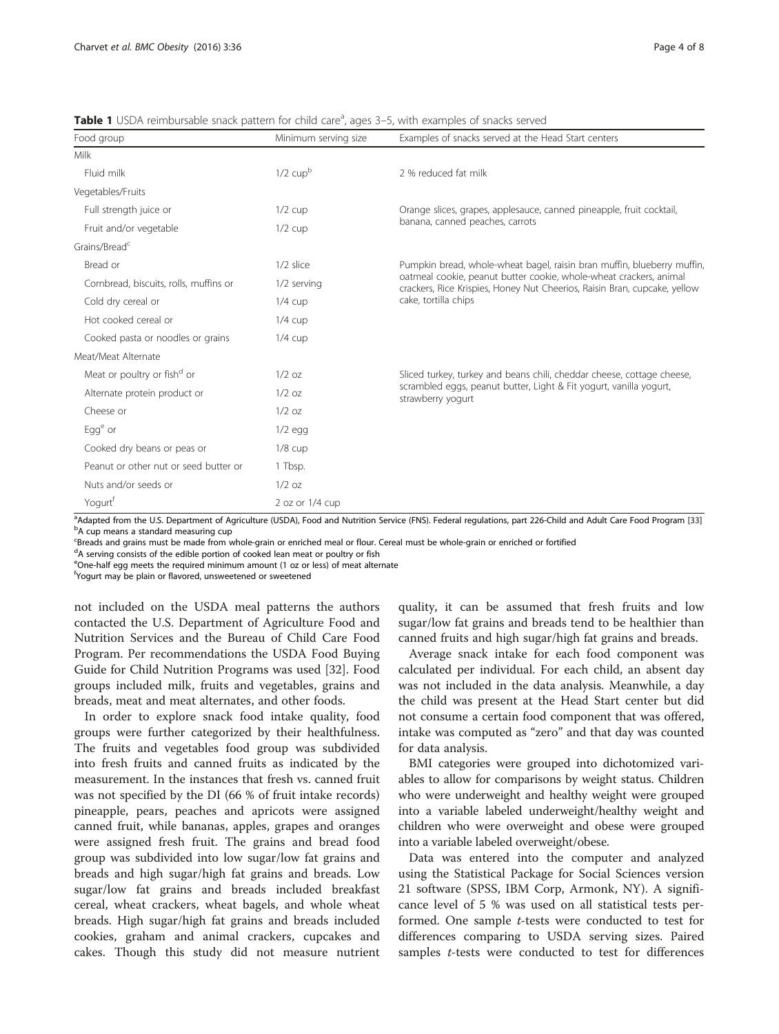**Table 1** USDA reimbursable snack pattern for child care[a], ages 3–5, with examples of snacks served

| Food group | Minimum serving size | Examples of snacks served at the Head Start centers |
| --- | --- | --- |
| Milk | | |
| Fluid milk | 1/2 cup[b] | 2 % reduced fat milk |
| Vegetables/Fruits | | |
| Full strength juice or | 1/2 cup | Orange slices, grapes, applesauce, canned pineapple, fruit cocktail, banana, canned peaches, carrots |
| Fruit and/or vegetable | 1/2 cup | |
| Grains/Bread[c] | | |
| Bread or | 1/2 slice | Pumpkin bread, whole-wheat bagel, raisin bran muffin, blueberry muffin, oatmeal cookie, peanut butter cookie, whole-wheat crackers, animal crackers, Rice Krispies, Honey Nut Cheerios, Raisin Bran, cupcake, yellow cake, tortilla chips |
| Cornbread, biscuits, rolls, muffins or | 1/2 serving | |
| Cold dry cereal or | 1/4 cup | |
| Hot cooked cereal or | 1/4 cup | |
| Cooked pasta or noodles or grains | 1/4 cup | |
| Meat/Meat Alternate | | |
| Meat or poultry or fish[d] or | 1/2 oz | Sliced turkey, turkey and beans chili, cheddar cheese, cottage cheese, scrambled eggs, peanut butter, Light & Fit yogurt, vanilla yogurt, strawberry yogurt |
| Alternate protein product or | 1/2 oz | |
| Cheese or | 1/2 oz | |
| Egg[e] or | 1/2 egg | |
| Cooked dry beans or peas or | 1/8 cup | |
| Peanut or other nut or seed butter or | 1 Tbsp. | |
| Nuts and/or seeds or | 1/2 oz | |
| Yogurt[f] | 2 oz or 1/4 cup | |

[a]Adapted from the U.S. Department of Agriculture (USDA), Food and Nutrition Service (FNS). Federal regulations, part 226-Child and Adult Care Food Program [33]
[b]A cup means a standard measuring cup
[c]Breads and grains must be made from whole-grain or enriched meal or flour. Cereal must be whole-grain or enriched or fortified
[d]A serving consists of the edible portion of cooked lean meat or poultry or fish
[e]One-half egg meets the required minimum amount (1 oz or less) of meat alternate
[f]Yogurt may be plain or flavored, unsweetened or sweetened

not included on the USDA meal patterns the authors contacted the U.S. Department of Agriculture Food and Nutrition Services and the Bureau of Child Care Food Program. Per recommendations the USDA Food Buying Guide for Child Nutrition Programs was used [32]. Food groups included milk, fruits and vegetables, grains and breads, meat and meat alternates, and other foods.

In order to explore snack food intake quality, food groups were further categorized by their healthfulness. The fruits and vegetables food group was subdivided into fresh fruits and canned fruits as indicated by the measurement. In the instances that fresh vs. canned fruit was not specified by the DI (66 % of fruit intake records) pineapple, pears, peaches and apricots were assigned canned fruit, while bananas, apples, grapes and oranges were assigned fresh fruit. The grains and bread food group was subdivided into low sugar/low fat grains and breads and high sugar/high fat grains and breads. Low sugar/low fat grains and breads included breakfast cereal, wheat crackers, wheat bagels, and whole wheat breads. High sugar/high fat grains and breads included cookies, graham and animal crackers, cupcakes and cakes. Though this study did not measure nutrient quality, it can be assumed that fresh fruits and low sugar/low fat grains and breads tend to be healthier than canned fruits and high sugar/high fat grains and breads.

Average snack intake for each food component was calculated per individual. For each child, an absent day was not included in the data analysis. Meanwhile, a day the child was present at the Head Start center but did not consume a certain food component that was offered, intake was computed as "zero" and that day was counted for data analysis.

BMI categories were grouped into dichotomized variables to allow for comparisons by weight status. Children who were underweight and healthy weight were grouped into a variable labeled underweight/healthy weight and children who were overweight and obese were grouped into a variable labeled overweight/obese.

Data was entered into the computer and analyzed using the Statistical Package for Social Sciences version 21 software (SPSS, IBM Corp, Armonk, NY). A significance level of 5 % was used on all statistical tests performed. One sample *t*-tests were conducted to test for differences comparing to USDA serving sizes. Paired samples *t*-tests were conducted to test for differences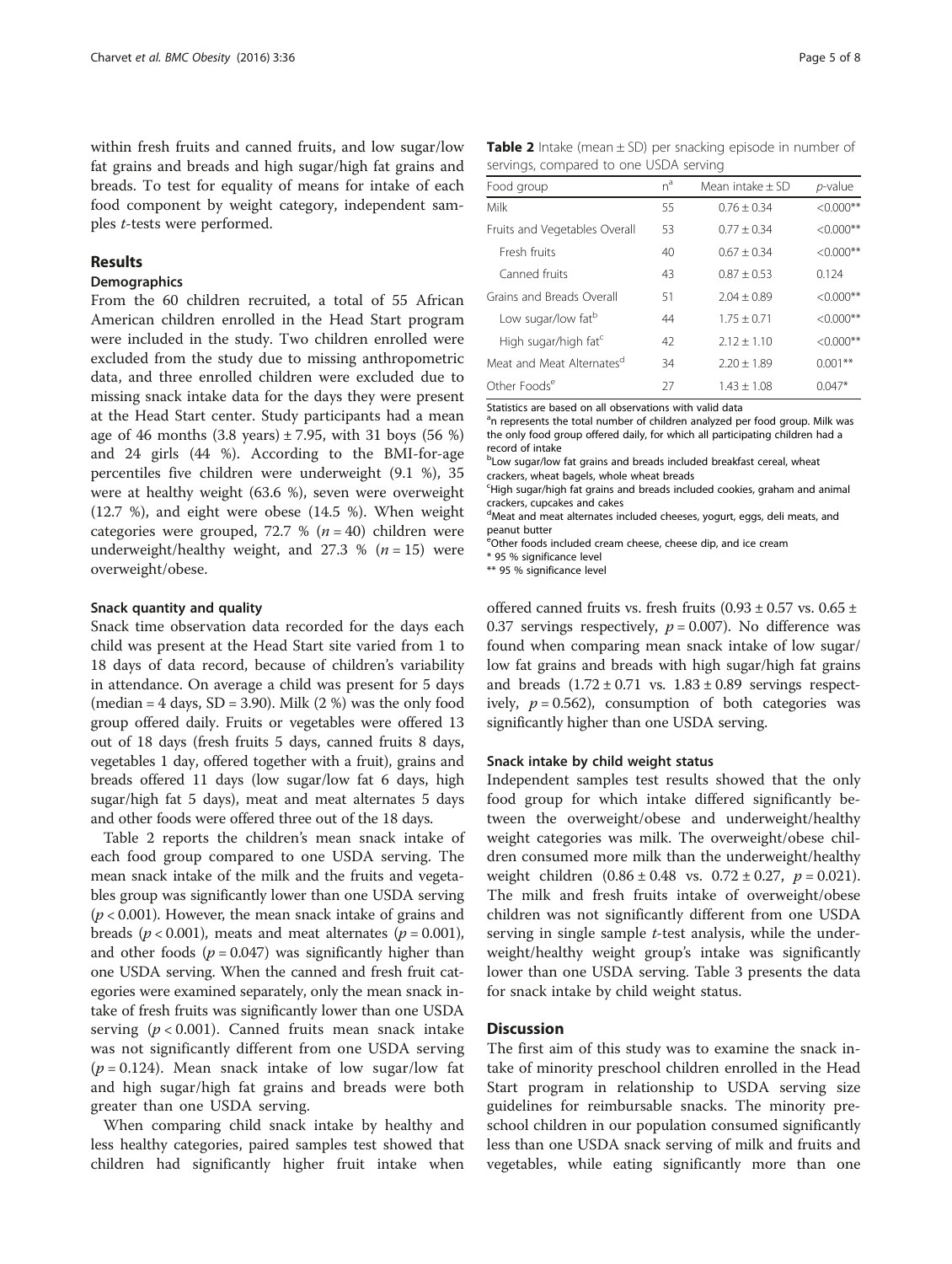within fresh fruits and canned fruits, and low sugar/low fat grains and breads and high sugar/high fat grains and breads. To test for equality of means for intake of each food component by weight category, independent samples *t*-tests were performed.

## Results

### Demographics

From the 60 children recruited, a total of 55 African American children enrolled in the Head Start program were included in the study. Two children enrolled were excluded from the study due to missing anthropometric data, and three enrolled children were excluded due to missing snack intake data for the days they were present at the Head Start center. Study participants had a mean age of 46 months (3.8 years) ± 7.95, with 31 boys (56 %) and 24 girls (44 %). According to the BMI-for-age percentiles five children were underweight (9.1 %), 35 were at healthy weight (63.6 %), seven were overweight (12.7 %), and eight were obese (14.5 %). When weight categories were grouped, 72.7 % ($n = 40$) children were underweight/healthy weight, and 27.3 % ($n = 15$) were overweight/obese.

#### Snack quantity and quality

Snack time observation data recorded for the days each child was present at the Head Start site varied from 1 to 18 days of data record, because of children's variability in attendance. On average a child was present for 5 days (median = 4 days, SD = 3.90). Milk (2 %) was the only food group offered daily. Fruits or vegetables were offered 13 out of 18 days (fresh fruits 5 days, canned fruits 8 days, vegetables 1 day, offered together with a fruit), grains and breads offered 11 days (low sugar/low fat 6 days, high sugar/high fat 5 days), meat and meat alternates 5 days and other foods were offered three out of the 18 days.

Table 2 reports the children's mean snack intake of each food group compared to one USDA serving. The mean snack intake of the milk and the fruits and vegetables group was significantly lower than one USDA serving ($p < 0.001$). However, the mean snack intake of grains and breads ($p < 0.001$), meats and meat alternates ($p = 0.001$), and other foods ($p = 0.047$) was significantly higher than one USDA serving. When the canned and fresh fruit categories were examined separately, only the mean snack intake of fresh fruits was significantly lower than one USDA serving ($p < 0.001$). Canned fruits mean snack intake was not significantly different from one USDA serving ($p = 0.124$). Mean snack intake of low sugar/low fat and high sugar/high fat grains and breads were both greater than one USDA serving.

When comparing child snack intake by healthy and less healthy categories, paired samples test showed that children had significantly higher fruit intake when offered canned fruits vs. fresh fruits (0.93 ± 0.57 vs. 0.65 ± 0.37 servings respectively, $p = 0.007$). No difference was found when comparing mean snack intake of low sugar/low fat grains and breads with high sugar/high fat grains and breads (1.72 ± 0.71 vs. 1.83 ± 0.89 servings respectively, $p = 0.562$), consumption of both categories was significantly higher than one USDA serving.

**Table 2** Intake (mean ± SD) per snacking episode in number of servings, compared to one USDA serving

| Food group | n[a] | Mean intake ± SD | *p*-value |
|---|---|---|---|
| Milk | 55 | 0.76 ± 0.34 | <0.000** |
| Fruits and Vegetables Overall | 53 | 0.77 ± 0.34 | <0.000** |
| Fresh fruits | 40 | 0.67 ± 0.34 | <0.000** |
| Canned fruits | 43 | 0.87 ± 0.53 | 0.124 |
| Grains and Breads Overall | 51 | 2.04 ± 0.89 | <0.000** |
| Low sugar/low fat[b] | 44 | 1.75 ± 0.71 | <0.000** |
| High sugar/high fat[c] | 42 | 2.12 ± 1.10 | <0.000** |
| Meat and Meat Alternates[d] | 34 | 2.20 ± 1.89 | 0.001** |
| Other Foods[e] | 27 | 1.43 ± 1.08 | 0.047* |

Statistics are based on all observations with valid data
[a]n represents the total number of children analyzed per food group. Milk was the only food group offered daily, for which all participating children had a record of intake
[b]Low sugar/low fat grains and breads included breakfast cereal, wheat crackers, wheat bagels, whole wheat breads
[c]High sugar/high fat grains and breads included cookies, graham and animal crackers, cupcakes and cakes
[d]Meat and meat alternates included cheeses, yogurt, eggs, deli meats, and peanut butter
[e]Other foods included cream cheese, cheese dip, and ice cream
\* 95 % significance level
\*\* 95 % significance level

#### Snack intake by child weight status

Independent samples test results showed that the only food group for which intake differed significantly between the overweight/obese and underweight/healthy weight categories was milk. The overweight/obese children consumed more milk than the underweight/healthy weight children (0.86 ± 0.48 vs. 0.72 ± 0.27, $p = 0.021$). The milk and fresh fruits intake of overweight/obese children was not significantly different from one USDA serving in single sample *t*-test analysis, while the underweight/healthy weight group's intake was significantly lower than one USDA serving. Table 3 presents the data for snack intake by child weight status.

## Discussion

The first aim of this study was to examine the snack intake of minority preschool children enrolled in the Head Start program in relationship to USDA serving size guidelines for reimbursable snacks. The minority preschool children in our population consumed significantly less than one USDA snack serving of milk and fruits and vegetables, while eating significantly more than one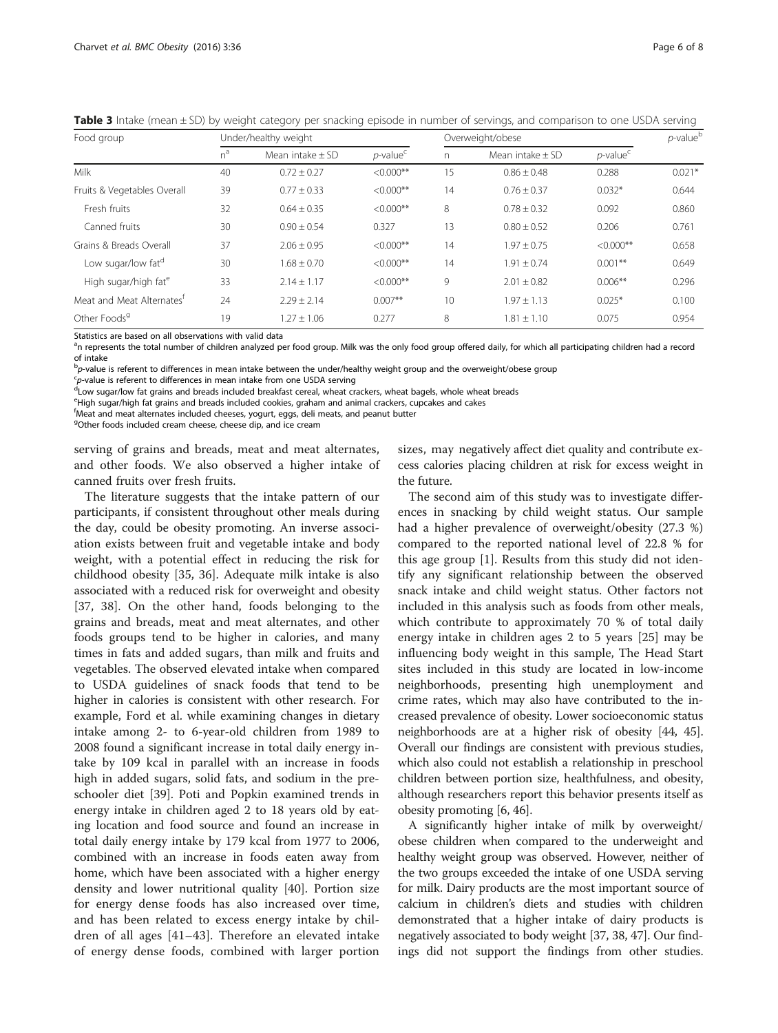**Table 3** Intake (mean ± SD) by weight category per snacking episode in number of servings, and comparison to one USDA serving

| Food group | Under/healthy weight | | | Overweight/obese | | | *p*-value[b] |
|---|---|---|---|---|---|---|---|
| | n[a] | Mean intake ± SD | *p*-value[c] | n | Mean intake ± SD | *p*-value[c] | |
| Milk | 40 | 0.72 ± 0.27 | <0.000** | 15 | 0.86 ± 0.48 | 0.288 | 0.021* |
| Fruits & Vegetables Overall | 39 | 0.77 ± 0.33 | <0.000** | 14 | 0.76 ± 0.37 | 0.032* | 0.644 |
| Fresh fruits | 32 | 0.64 ± 0.35 | <0.000** | 8 | 0.78 ± 0.32 | 0.092 | 0.860 |
| Canned fruits | 30 | 0.90 ± 0.54 | 0.327 | 13 | 0.80 ± 0.52 | 0.206 | 0.761 |
| Grains & Breads Overall | 37 | 2.06 ± 0.95 | <0.000** | 14 | 1.97 ± 0.75 | <0.000** | 0.658 |
| Low sugar/low fat[d] | 30 | 1.68 ± 0.70 | <0.000** | 14 | 1.91 ± 0.74 | 0.001** | 0.649 |
| High sugar/high fat[e] | 33 | 2.14 ± 1.17 | <0.000** | 9 | 2.01 ± 0.82 | 0.006** | 0.296 |
| Meat and Meat Alternates[f] | 24 | 2.29 ± 2.14 | 0.007** | 10 | 1.97 ± 1.13 | 0.025* | 0.100 |
| Other Foods[g] | 19 | 1.27 ± 1.06 | 0.277 | 8 | 1.81 ± 1.10 | 0.075 | 0.954 |

Statistics are based on all observations with valid data
[a]n represents the total number of children analyzed per food group. Milk was the only food group offered daily, for which all participating children had a record of intake
[b]*p*-value is referent to differences in mean intake between the under/healthy weight group and the overweight/obese group
[c]*p*-value is referent to differences in mean intake from one USDA serving
[d]Low sugar/low fat grains and breads included breakfast cereal, wheat crackers, wheat bagels, whole wheat breads
[e]High sugar/high fat grains and breads included cookies, graham and animal crackers, cupcakes and cakes
[f]Meat and meat alternates included cheeses, yogurt, eggs, deli meats, and peanut butter
[g]Other foods included cream cheese, cheese dip, and ice cream

serving of grains and breads, meat and meat alternates, and other foods. We also observed a higher intake of canned fruits over fresh fruits.

The literature suggests that the intake pattern of our participants, if consistent throughout other meals during the day, could be obesity promoting. An inverse association exists between fruit and vegetable intake and body weight, with a potential effect in reducing the risk for childhood obesity [35, 36]. Adequate milk intake is also associated with a reduced risk for overweight and obesity [37, 38]. On the other hand, foods belonging to the grains and breads, meat and meat alternates, and other foods groups tend to be higher in calories, and many times in fats and added sugars, than milk and fruits and vegetables. The observed elevated intake when compared to USDA guidelines of snack foods that tend to be higher in calories is consistent with other research. For example, Ford et al. while examining changes in dietary intake among 2- to 6-year-old children from 1989 to 2008 found a significant increase in total daily energy intake by 109 kcal in parallel with an increase in foods high in added sugars, solid fats, and sodium in the preschooler diet [39]. Poti and Popkin examined trends in energy intake in children aged 2 to 18 years old by eating location and food source and found an increase in total daily energy intake by 179 kcal from 1977 to 2006, combined with an increase in foods eaten away from home, which have been associated with a higher energy density and lower nutritional quality [40]. Portion size for energy dense foods has also increased over time, and has been related to excess energy intake by children of all ages [41–43]. Therefore an elevated intake of energy dense foods, combined with larger portion sizes, may negatively affect diet quality and contribute excess calories placing children at risk for excess weight in the future.

The second aim of this study was to investigate differences in snacking by child weight status. Our sample had a higher prevalence of overweight/obesity (27.3 %) compared to the reported national level of 22.8 % for this age group [1]. Results from this study did not identify any significant relationship between the observed snack intake and child weight status. Other factors not included in this analysis such as foods from other meals, which contribute to approximately 70 % of total daily energy intake in children ages 2 to 5 years [25] may be influencing body weight in this sample, The Head Start sites included in this study are located in low-income neighborhoods, presenting high unemployment and crime rates, which may also have contributed to the increased prevalence of obesity. Lower socioeconomic status neighborhoods are at a higher risk of obesity [44, 45]. Overall our findings are consistent with previous studies, which also could not establish a relationship in preschool children between portion size, healthfulness, and obesity, although researchers report this behavior presents itself as obesity promoting [6, 46].

A significantly higher intake of milk by overweight/obese children when compared to the underweight and healthy weight group was observed. However, neither of the two groups exceeded the intake of one USDA serving for milk. Dairy products are the most important source of calcium in children's diets and studies with children demonstrated that a higher intake of dairy products is negatively associated to body weight [37, 38, 47]. Our findings did not support the findings from other studies.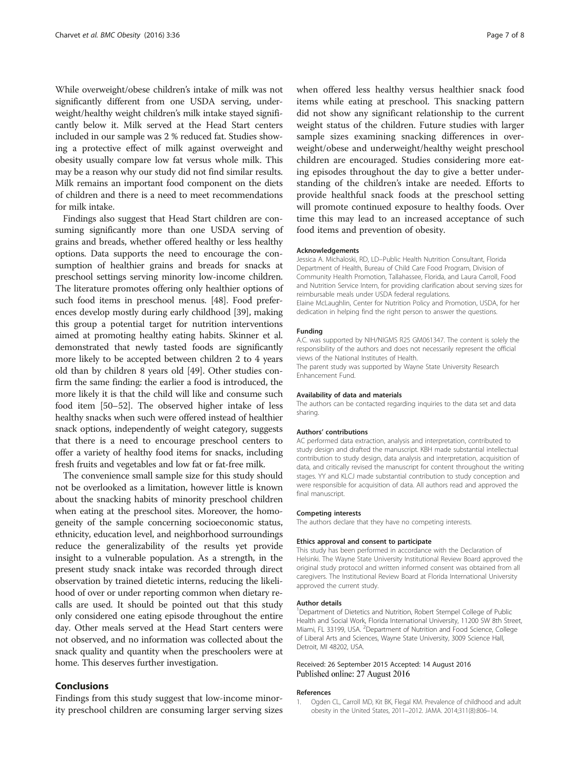While overweight/obese children's intake of milk was not significantly different from one USDA serving, underweight/healthy weight children's milk intake stayed significantly below it. Milk served at the Head Start centers included in our sample was 2 % reduced fat. Studies showing a protective effect of milk against overweight and obesity usually compare low fat versus whole milk. This may be a reason why our study did not find similar results. Milk remains an important food component on the diets of children and there is a need to meet recommendations for milk intake.

Findings also suggest that Head Start children are consuming significantly more than one USDA serving of grains and breads, whether offered healthy or less healthy options. Data supports the need to encourage the consumption of healthier grains and breads for snacks at preschool settings serving minority low-income children. The literature promotes offering only healthier options of such food items in preschool menus. [48]. Food preferences develop mostly during early childhood [39], making this group a potential target for nutrition interventions aimed at promoting healthy eating habits. Skinner et al. demonstrated that newly tasted foods are significantly more likely to be accepted between children 2 to 4 years old than by children 8 years old [49]. Other studies confirm the same finding: the earlier a food is introduced, the more likely it is that the child will like and consume such food item [50–52]. The observed higher intake of less healthy snacks when such were offered instead of healthier snack options, independently of weight category, suggests that there is a need to encourage preschool centers to offer a variety of healthy food items for snacks, including fresh fruits and vegetables and low fat or fat-free milk.

The convenience small sample size for this study should not be overlooked as a limitation, however little is known about the snacking habits of minority preschool children when eating at the preschool sites. Moreover, the homogeneity of the sample concerning socioeconomic status, ethnicity, education level, and neighborhood surroundings reduce the generalizability of the results yet provide insight to a vulnerable population. As a strength, in the present study snack intake was recorded through direct observation by trained dietetic interns, reducing the likelihood of over or under reporting common when dietary recalls are used. It should be pointed out that this study only considered one eating episode throughout the entire day. Other meals served at the Head Start centers were not observed, and no information was collected about the snack quality and quantity when the preschoolers were at home. This deserves further investigation.

## Conclusions

Findings from this study suggest that low-income minority preschool children are consuming larger serving sizes when offered less healthy versus healthier snack food items while eating at preschool. This snacking pattern did not show any significant relationship to the current weight status of the children. Future studies with larger sample sizes examining snacking differences in overweight/obese and underweight/healthy weight preschool children are encouraged. Studies considering more eating episodes throughout the day to give a better understanding of the children's intake are needed. Efforts to provide healthful snack foods at the preschool setting will promote continued exposure to healthy foods. Over time this may lead to an increased acceptance of such food items and prevention of obesity.

#### Acknowledgements

Jessica A. Michaloski, RD, LD–Public Health Nutrition Consultant, Florida Department of Health, Bureau of Child Care Food Program, Division of Community Health Promotion, Tallahassee, Florida, and Laura Carroll, Food and Nutrition Service Intern, for providing clarification about serving sizes for reimbursable meals under USDA federal regulations.
Elaine McLaughlin, Center for Nutrition Policy and Promotion, USDA, for her dedication in helping find the right person to answer the questions.

#### Funding

A.C. was supported by NIH/NIGMS R25 GM061347. The content is solely the responsibility of the authors and does not necessarily represent the official views of the National Institutes of Health.
The parent study was supported by Wayne State University Research Enhancement Fund.

#### Availability of data and materials

The authors can be contacted regarding inquiries to the data set and data sharing.

#### Authors' contributions

AC performed data extraction, analysis and interpretation, contributed to study design and drafted the manuscript. KBH made substantial intellectual contribution to study design, data analysis and interpretation, acquisition of data, and critically revised the manuscript for content throughout the writing stages. YY and KLCJ made substantial contribution to study conception and were responsible for acquisition of data. All authors read and approved the final manuscript.

#### Competing interests

The authors declare that they have no competing interests.

#### Ethics approval and consent to participate

This study has been performed in accordance with the Declaration of Helsinki. The Wayne State University Institutional Review Board approved the original study protocol and written informed consent was obtained from all caregivers. The Institutional Review Board at Florida International University approved the current study.

#### Author details

[1]Department of Dietetics and Nutrition, Robert Stempel College of Public Health and Social Work, Florida International University, 11200 SW 8th Street, Miami, FL 33199, USA. [2]Department of Nutrition and Food Science, College of Liberal Arts and Sciences, Wayne State University, 3009 Science Hall, Detroit, MI 48202, USA.

Received: 26 September 2015 Accepted: 14 August 2016
Published online: 27 August 2016

#### References

1. Ogden CL, Carroll MD, Kit BK, Flegal KM. Prevalence of childhood and adult obesity in the United States, 2011–2012. JAMA. 2014;311(8):806–14.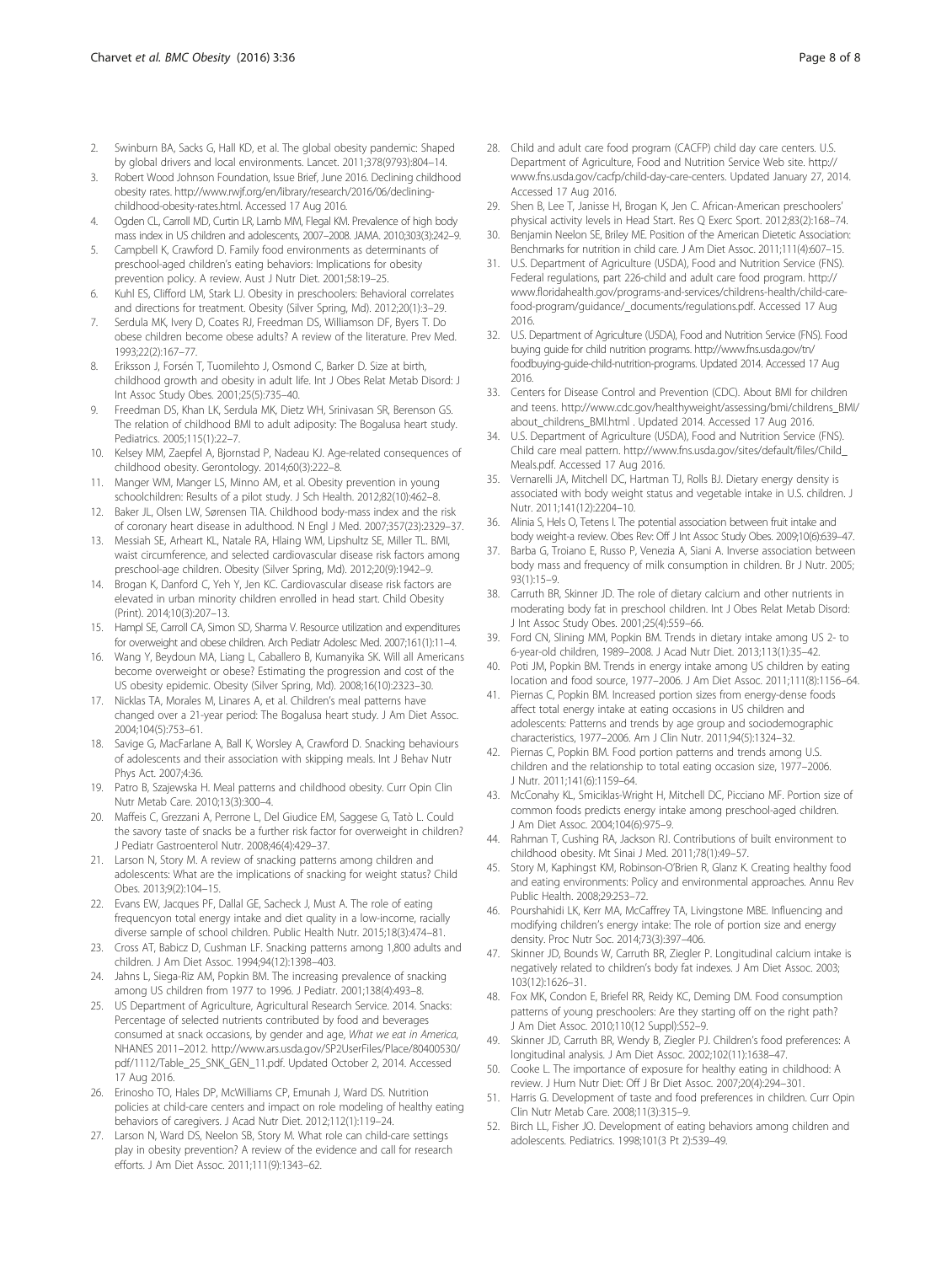2. Swinburn BA, Sacks G, Hall KD, et al. The global obesity pandemic: Shaped by global drivers and local environments. Lancet. 2011;378(9793):804–14.
3. Robert Wood Johnson Foundation, Issue Brief, June 2016. Declining childhood obesity rates. http://www.rwjf.org/en/library/research/2016/06/declining-childhood-obesity-rates.html. Accessed 17 Aug 2016.
4. Ogden CL, Carroll MD, Curtin LR, Lamb MM, Flegal KM. Prevalence of high body mass index in US children and adolescents, 2007–2008. JAMA. 2010;303(3):242–9.
5. Campbell K, Crawford D. Family food environments as determinants of preschool-aged children's eating behaviors: Implications for obesity prevention policy. A review. Aust J Nutr Diet. 2001;58:19–25.
6. Kuhl ES, Clifford LM, Stark LJ. Obesity in preschoolers: Behavioral correlates and directions for treatment. Obesity (Silver Spring, Md). 2012;20(1):3–29.
7. Serdula MK, Ivery D, Coates RJ, Freedman DS, Williamson DF, Byers T. Do obese children become obese adults? A review of the literature. Prev Med. 1993;22(2):167–77.
8. Eriksson J, Forsén T, Tuomilehto J, Osmond C, Barker D. Size at birth, childhood growth and obesity in adult life. Int J Obes Relat Metab Disord: J Int Assoc Study Obes. 2001;25(5):735–40.
9. Freedman DS, Khan LK, Serdula MK, Dietz WH, Srinivasan SR, Berenson GS. The relation of childhood BMI to adult adiposity: The Bogalusa heart study. Pediatrics. 2005;115(1):22–7.
10. Kelsey MM, Zaepfel A, Bjornstad P, Nadeau KJ. Age-related consequences of childhood obesity. Gerontology. 2014;60(3):222–8.
11. Manger WM, Manger LS, Minno AM, et al. Obesity prevention in young schoolchildren: Results of a pilot study. J Sch Health. 2012;82(10):462–8.
12. Baker JL, Olsen LW, Sørensen TIA. Childhood body-mass index and the risk of coronary heart disease in adulthood. N Engl J Med. 2007;357(23):2329–37.
13. Messiah SE, Arheart KL, Natale RA, Hlaing WM, Lipshultz SE, Miller TL. BMI, waist circumference, and selected cardiovascular disease risk factors among preschool-age children. Obesity (Silver Spring, Md). 2012;20(9):1942–9.
14. Brogan K, Danford C, Yeh Y, Jen KC. Cardiovascular disease risk factors are elevated in urban minority children enrolled in head start. Child Obesity (Print). 2014;10(3):207–13.
15. Hampl SE, Carroll CA, Simon SD, Sharma V. Resource utilization and expenditures for overweight and obese children. Arch Pediatr Adolesc Med. 2007;161(1):11–4.
16. Wang Y, Beydoun MA, Liang L, Caballero B, Kumanyika SK. Will all Americans become overweight or obese? Estimating the progression and cost of the US obesity epidemic. Obesity (Silver Spring, Md). 2008;16(10):2323–30.
17. Nicklas TA, Morales M, Linares A, et al. Children's meal patterns have changed over a 21-year period: The Bogalusa heart study. J Am Diet Assoc. 2004;104(5):753–61.
18. Savige G, MacFarlane A, Ball K, Worsley A, Crawford D. Snacking behaviours of adolescents and their association with skipping meals. Int J Behav Nutr Phys Act. 2007;4:36.
19. Patro B, Szajewska H. Meal patterns and childhood obesity. Curr Opin Clin Nutr Metab Care. 2010;13(3):300–4.
20. Maffeis C, Grezzani A, Perrone L, Del Giudice EM, Saggese G, Tatò L. Could the savory taste of snacks be a further risk factor for overweight in children? J Pediatr Gastroenterol Nutr. 2008;46(4):429–37.
21. Larson N, Story M. A review of snacking patterns among children and adolescents: What are the implications of snacking for weight status? Child Obes. 2013;9(2):104–15.
22. Evans EW, Jacques PF, Dallal GE, Sacheck J, Must A. The role of eating frequencyon total energy intake and diet quality in a low-income, racially diverse sample of school children. Public Health Nutr. 2015;18(3):474–81.
23. Cross AT, Babicz D, Cushman LF. Snacking patterns among 1,800 adults and children. J Am Diet Assoc. 1994;94(12):1398–403.
24. Jahns L, Siega-Riz AM, Popkin BM. The increasing prevalence of snacking among US children from 1977 to 1996. J Pediatr. 2001;138(4):493–8.
25. US Department of Agriculture, Agricultural Research Service. 2014. Snacks: Percentage of selected nutrients contributed by food and beverages consumed at snack occasions, by gender and age, *What we eat in America*, NHANES 2011–2012. http://www.ars.usda.gov/SP2UserFiles/Place/80400530/pdf/1112/Table_25_SNK_GEN_11.pdf. Updated October 2, 2014. Accessed 17 Aug 2016.
26. Erinosho TO, Hales DP, McWilliams CP, Emunah J, Ward DS. Nutrition policies at child-care centers and impact on role modeling of healthy eating behaviors of caregivers. J Acad Nutr Diet. 2012;112(1):119–24.
27. Larson N, Ward DS, Neelon SB, Story M. What role can child-care settings play in obesity prevention? A review of the evidence and call for research efforts. J Am Diet Assoc. 2011;111(9):1343–62.
28. Child and adult care food program (CACFP) child day care centers. U.S. Department of Agriculture, Food and Nutrition Service Web site. http://www.fns.usda.gov/cacfp/child-day-care-centers. Updated January 27, 2014. Accessed 17 Aug 2016.
29. Shen B, Lee T, Janisse H, Brogan K, Jen C. African-American preschoolers' physical activity levels in Head Start. Res Q Exerc Sport. 2012;83(2):168–74.
30. Benjamin Neelon SE, Briley ME. Position of the American Dietetic Association: Benchmarks for nutrition in child care. J Am Diet Assoc. 2011;111(4):607–15.
31. U.S. Department of Agriculture (USDA), Food and Nutrition Service (FNS). Federal regulations, part 226-child and adult care food program. http://www.floridahealth.gov/programs-and-services/childrens-health/child-care-food-program/guidance/_documents/regulations.pdf. Accessed 17 Aug 2016.
32. U.S. Department of Agriculture (USDA), Food and Nutrition Service (FNS). Food buying guide for child nutrition programs. http://www.fns.usda.gov/tn/foodbuying-guide-child-nutrition-programs. Updated 2014. Accessed 17 Aug 2016.
33. Centers for Disease Control and Prevention (CDC). About BMI for children and teens. http://www.cdc.gov/healthyweight/assessing/bmi/childrens_BMI/about_childrens_BMI.html . Updated 2014. Accessed 17 Aug 2016.
34. U.S. Department of Agriculture (USDA), Food and Nutrition Service (FNS). Child care meal pattern. http://www.fns.usda.gov/sites/default/files/Child_Meals.pdf. Accessed 17 Aug 2016.
35. Vernarelli JA, Mitchell DC, Hartman TJ, Rolls BJ. Dietary energy density is associated with body weight status and vegetable intake in U.S. children. J Nutr. 2011;141(12):2204–10.
36. Alinia S, Hels O, Tetens I. The potential association between fruit intake and body weight-a review. Obes Rev: Off J Int Assoc Study Obes. 2009;10(6):639–47.
37. Barba G, Troiano E, Russo P, Venezia A, Siani A. Inverse association between body mass and frequency of milk consumption in children. Br J Nutr. 2005; 93(1):15–9.
38. Carruth BR, Skinner JD. The role of dietary calcium and other nutrients in moderating body fat in preschool children. Int J Obes Relat Metab Disord: J Int Assoc Study Obes. 2001;25(4):559–66.
39. Ford CN, Slining MM, Popkin BM. Trends in dietary intake among US 2- to 6-year-old children, 1989–2008. J Acad Nutr Diet. 2013;113(1):35–42.
40. Poti JM, Popkin BM. Trends in energy intake among US children by eating location and food source, 1977–2006. J Am Diet Assoc. 2011;111(8):1156–64.
41. Piernas C, Popkin BM. Increased portion sizes from energy-dense foods affect total energy intake at eating occasions in US children and adolescents: Patterns and trends by age group and sociodemographic characteristics, 1977–2006. Am J Clin Nutr. 2011;94(5):1324–32.
42. Piernas C, Popkin BM. Food portion patterns and trends among U.S. children and the relationship to total eating occasion size, 1977–2006. J Nutr. 2011;141(6):1159–64.
43. McConahy KL, Smiciklas-Wright H, Mitchell DC, Picciano MF. Portion size of common foods predicts energy intake among preschool-aged children. J Am Diet Assoc. 2004;104(6):975–9.
44. Rahman T, Cushing RA, Jackson RJ. Contributions of built environment to childhood obesity. Mt Sinai J Med. 2011;78(1):49–57.
45. Story M, Kaphingst KM, Robinson-O'Brien R, Glanz K. Creating healthy food and eating environments: Policy and environmental approaches. Annu Rev Public Health. 2008;29:253–72.
46. Pourshahidi LK, Kerr MA, McCaffrey TA, Livingstone MBE. Influencing and modifying children's energy intake: The role of portion size and energy density. Proc Nutr Soc. 2014;73(3):397–406.
47. Skinner JD, Bounds W, Carruth BR, Ziegler P. Longitudinal calcium intake is negatively related to children's body fat indexes. J Am Diet Assoc. 2003; 103(12):1626–31.
48. Fox MK, Condon E, Briefel RR, Reidy KC, Deming DM. Food consumption patterns of young preschoolers: Are they starting off on the right path? J Am Diet Assoc. 2010;110(12 Suppl):S52–9.
49. Skinner JD, Carruth BR, Wendy B, Ziegler PJ. Children's food preferences: A longitudinal analysis. J Am Diet Assoc. 2002;102(11):1638–47.
50. Cooke L. The importance of exposure for healthy eating in childhood: A review. J Hum Nutr Diet: Off J Br Diet Assoc. 2007;20(4):294–301.
51. Harris G. Development of taste and food preferences in children. Curr Opin Clin Nutr Metab Care. 2008;11(3):315–9.
52. Birch LL, Fisher JO. Development of eating behaviors among children and adolescents. Pediatrics. 1998;101(3 Pt 2):539–49.